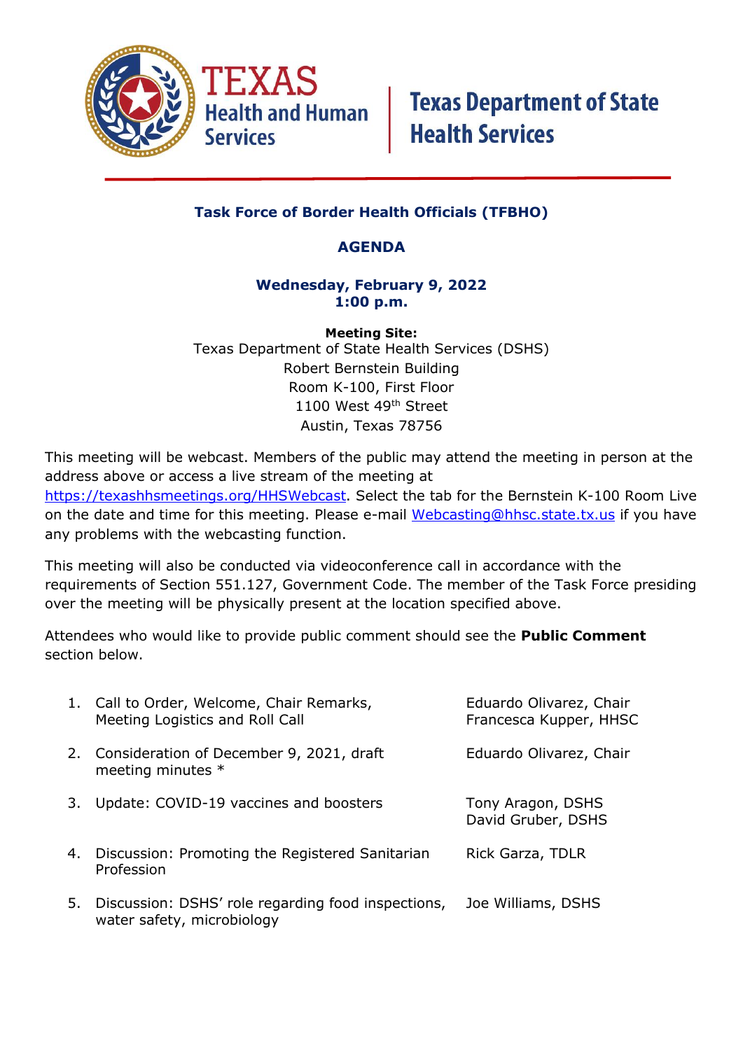**TEXAS Health and Human Services** | **Texas Department of State Health Services**

## Task Force of Border Health Officials (TFBHO)

## AGENDA

**Wednesday, February 9, 2022**
**1:00 p.m.**

**Meeting Site:**
Texas Department of State Health Services (DSHS)
Robert Bernstein Building
Room K-100, First Floor
1100 West 49th Street
Austin, Texas 78756

This meeting will be webcast. Members of the public may attend the meeting in person at the address above or access a live stream of the meeting at https://texashhsmeetings.org/HHSWebcast. Select the tab for the Bernstein K-100 Room Live on the date and time for this meeting. Please e-mail Webcasting@hhsc.state.tx.us if you have any problems with the webcasting function.

This meeting will also be conducted via videoconference call in accordance with the requirements of Section 551.127, Government Code. The member of the Task Force presiding over the meeting will be physically present at the location specified above.

Attendees who would like to provide public comment should see the **Public Comment** section below.

| | Item | Presenter(s) |
|---|---|---|
| 1. | Call to Order, Welcome, Chair Remarks, Meeting Logistics and Roll Call | Eduardo Olivarez, Chair<br>Francesca Kupper, HHSC |
| 2. | Consideration of December 9, 2021, draft meeting minutes * | Eduardo Olivarez, Chair |
| 3. | Update: COVID-19 vaccines and boosters | Tony Aragon, DSHS<br>David Gruber, DSHS |
| 4. | Discussion: Promoting the Registered Sanitarian Profession | Rick Garza, TDLR |
| 5. | Discussion: DSHS' role regarding food inspections, water safety, microbiology | Joe Williams, DSHS |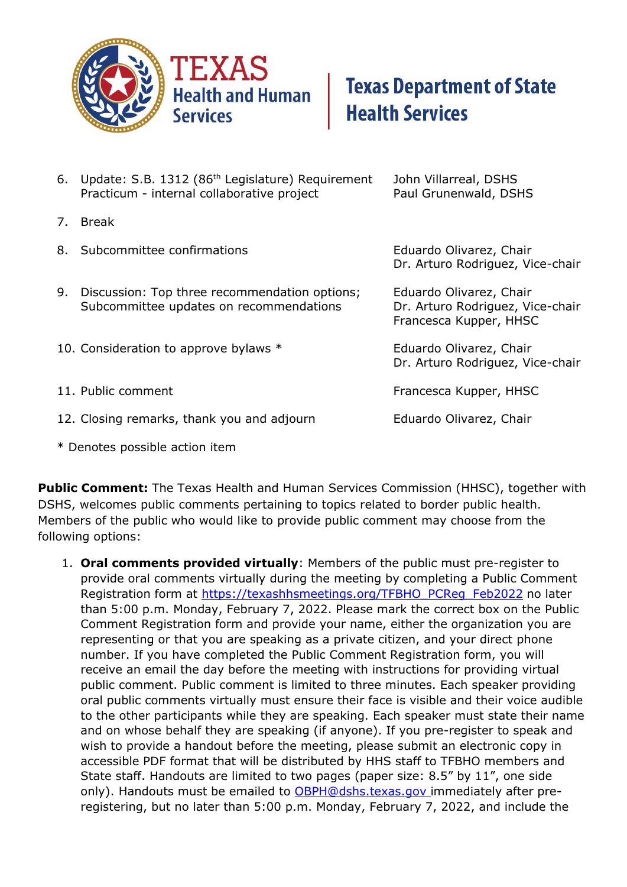| | |
|---|---|
| 6. Update: S.B. 1312 (86th Legislature) Requirement Practicum - internal collaborative project | John Villarreal, DSHS<br>Paul Grunenwald, DSHS |
| 7. Break | |
| 8. Subcommittee confirmations | Eduardo Olivarez, Chair<br>Dr. Arturo Rodriguez, Vice-chair |
| 9. Discussion: Top three recommendation options; Subcommittee updates on recommendations | Eduardo Olivarez, Chair<br>Dr. Arturo Rodriguez, Vice-chair<br>Francesca Kupper, HHSC |
| 10. Consideration to approve bylaws * | Eduardo Olivarez, Chair<br>Dr. Arturo Rodriguez, Vice-chair |
| 11. Public comment | Francesca Kupper, HHSC |
| 12. Closing remarks, thank you and adjourn | Eduardo Olivarez, Chair |

* Denotes possible action item

**Public Comment:** The Texas Health and Human Services Commission (HHSC), together with DSHS, welcomes public comments pertaining to topics related to border public health. Members of the public who would like to provide public comment may choose from the following options:

1. **Oral comments provided virtually**: Members of the public must pre-register to provide oral comments virtually during the meeting by completing a Public Comment Registration form at https://texashhsmeetings.org/TFBHO_PCReg_Feb2022 no later than 5:00 p.m. Monday, February 7, 2022. Please mark the correct box on the Public Comment Registration form and provide your name, either the organization you are representing or that you are speaking as a private citizen, and your direct phone number. If you have completed the Public Comment Registration form, you will receive an email the day before the meeting with instructions for providing virtual public comment. Public comment is limited to three minutes. Each speaker providing oral public comments virtually must ensure their face is visible and their voice audible to the other participants while they are speaking. Each speaker must state their name and on whose behalf they are speaking (if anyone). If you pre-register to speak and wish to provide a handout before the meeting, please submit an electronic copy in accessible PDF format that will be distributed by HHS staff to TFBHO members and State staff. Handouts are limited to two pages (paper size: 8.5" by 11", one side only). Handouts must be emailed to OBPH@dshs.texas.gov immediately after pre-registering, but no later than 5:00 p.m. Monday, February 7, 2022, and include the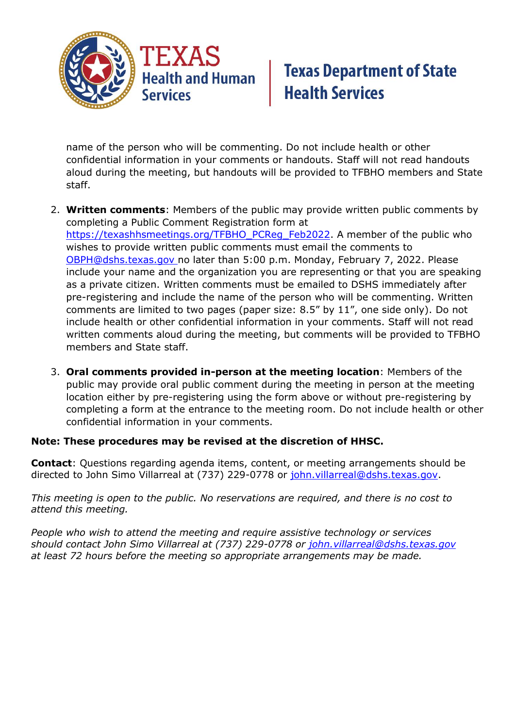name of the person who will be commenting. Do not include health or other confidential information in your comments or handouts. Staff will not read handouts aloud during the meeting, but handouts will be provided to TFBHO members and State staff.

2. **Written comments**: Members of the public may provide written public comments by completing a Public Comment Registration form at https://texashhsmeetings.org/TFBHO_PCReg_Feb2022. A member of the public who wishes to provide written public comments must email the comments to OBPH@dshs.texas.gov no later than 5:00 p.m. Monday, February 7, 2022. Please include your name and the organization you are representing or that you are speaking as a private citizen. Written comments must be emailed to DSHS immediately after pre-registering and include the name of the person who will be commenting. Written comments are limited to two pages (paper size: 8.5" by 11", one side only). Do not include health or other confidential information in your comments. Staff will not read written comments aloud during the meeting, but comments will be provided to TFBHO members and State staff.

3. **Oral comments provided in-person at the meeting location**: Members of the public may provide oral public comment during the meeting in person at the meeting location either by pre-registering using the form above or without pre-registering by completing a form at the entrance to the meeting room. Do not include health or other confidential information in your comments.

**Note: These procedures may be revised at the discretion of HHSC.**

**Contact**: Questions regarding agenda items, content, or meeting arrangements should be directed to John Simo Villarreal at (737) 229-0778 or john.villarreal@dshs.texas.gov.

*This meeting is open to the public. No reservations are required, and there is no cost to attend this meeting.*

*People who wish to attend the meeting and require assistive technology or services should contact John Simo Villarreal at (737) 229-0778 or john.villarreal@dshs.texas.gov at least 72 hours before the meeting so appropriate arrangements may be made.*